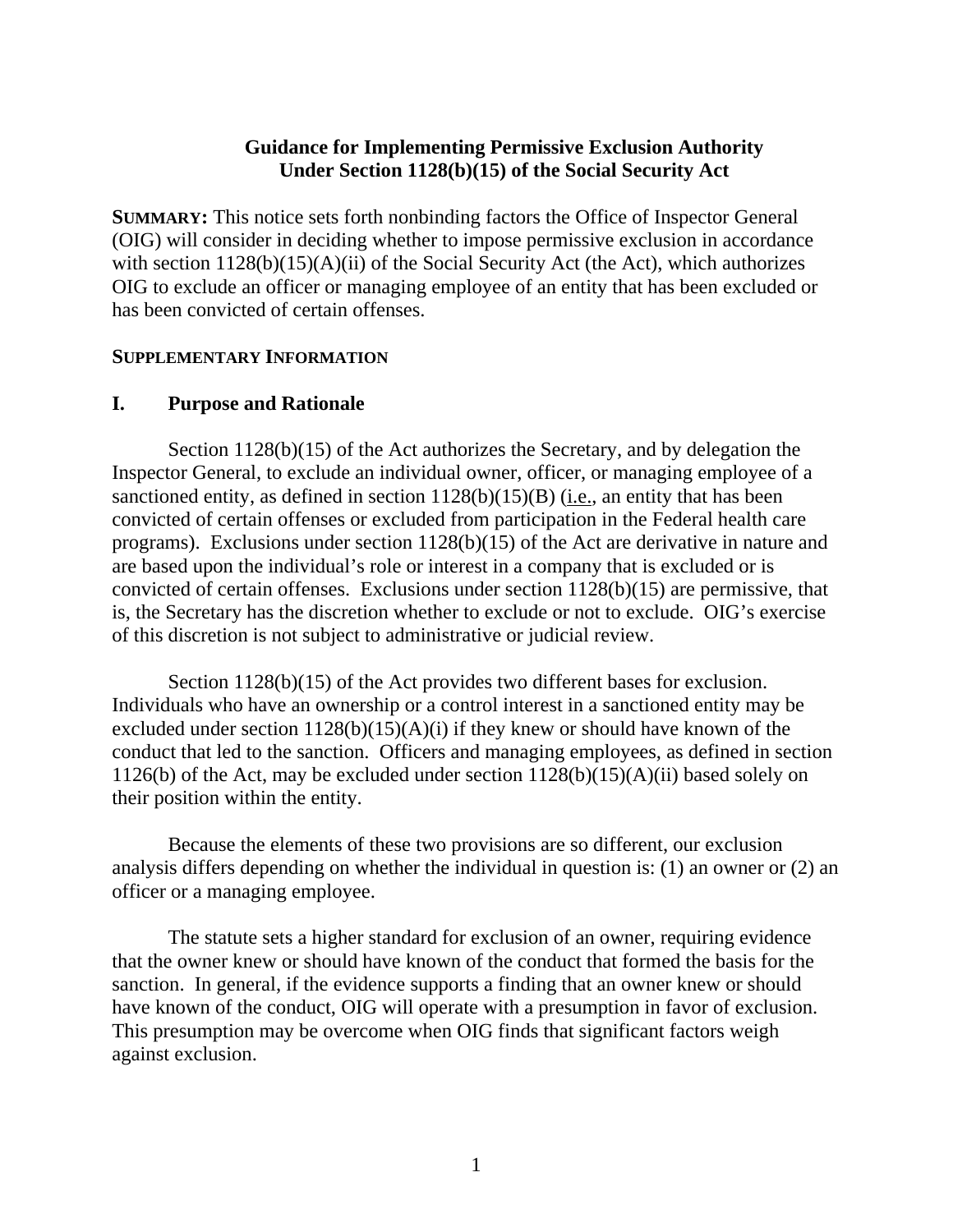# Guidance for Implementing Permissive Exclusion Authority Under Section 1128(b)(15) of the Social Security Act

**SUMMARY:** This notice sets forth nonbinding factors the Office of Inspector General (OIG) will consider in deciding whether to impose permissive exclusion in accordance with section 1128(b)(15)(A)(ii) of the Social Security Act (the Act), which authorizes OIG to exclude an officer or managing employee of an entity that has been excluded or has been convicted of certain offenses.

**SUPPLEMENTARY INFORMATION**

## I. Purpose and Rationale

Section 1128(b)(15) of the Act authorizes the Secretary, and by delegation the Inspector General, to exclude an individual owner, officer, or managing employee of a sanctioned entity, as defined in section 1128(b)(15)(B) (i.e., an entity that has been convicted of certain offenses or excluded from participation in the Federal health care programs). Exclusions under section 1128(b)(15) of the Act are derivative in nature and are based upon the individual's role or interest in a company that is excluded or is convicted of certain offenses. Exclusions under section 1128(b)(15) are permissive, that is, the Secretary has the discretion whether to exclude or not to exclude. OIG's exercise of this discretion is not subject to administrative or judicial review.

Section 1128(b)(15) of the Act provides two different bases for exclusion. Individuals who have an ownership or a control interest in a sanctioned entity may be excluded under section 1128(b)(15)(A)(i) if they knew or should have known of the conduct that led to the sanction. Officers and managing employees, as defined in section 1126(b) of the Act, may be excluded under section 1128(b)(15)(A)(ii) based solely on their position within the entity.

Because the elements of these two provisions are so different, our exclusion analysis differs depending on whether the individual in question is: (1) an owner or (2) an officer or a managing employee.

The statute sets a higher standard for exclusion of an owner, requiring evidence that the owner knew or should have known of the conduct that formed the basis for the sanction. In general, if the evidence supports a finding that an owner knew or should have known of the conduct, OIG will operate with a presumption in favor of exclusion. This presumption may be overcome when OIG finds that significant factors weigh against exclusion.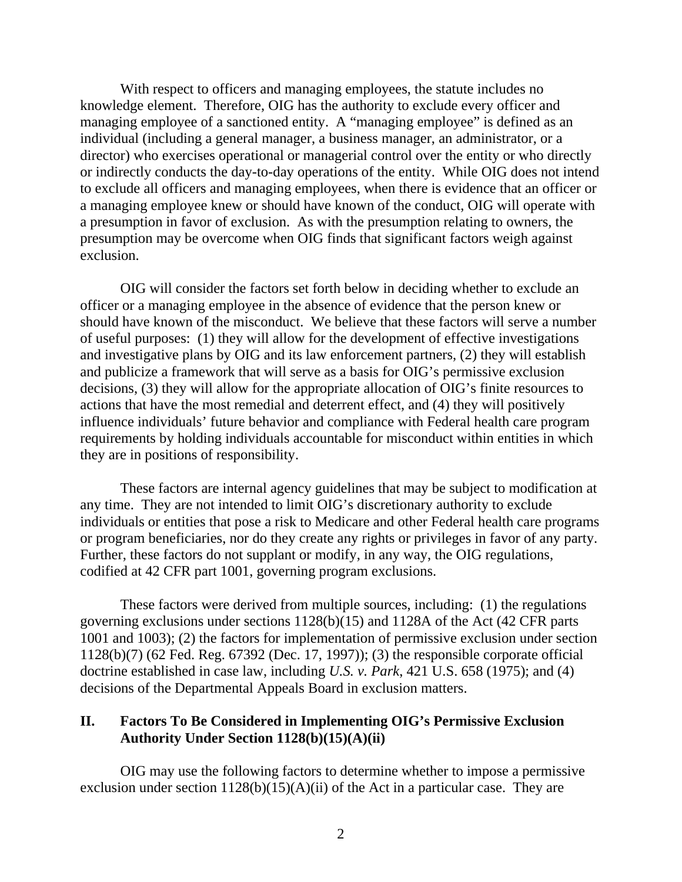With respect to officers and managing employees, the statute includes no knowledge element. Therefore, OIG has the authority to exclude every officer and managing employee of a sanctioned entity. A "managing employee" is defined as an individual (including a general manager, a business manager, an administrator, or a director) who exercises operational or managerial control over the entity or who directly or indirectly conducts the day-to-day operations of the entity. While OIG does not intend to exclude all officers and managing employees, when there is evidence that an officer or a managing employee knew or should have known of the conduct, OIG will operate with a presumption in favor of exclusion. As with the presumption relating to owners, the presumption may be overcome when OIG finds that significant factors weigh against exclusion.

OIG will consider the factors set forth below in deciding whether to exclude an officer or a managing employee in the absence of evidence that the person knew or should have known of the misconduct. We believe that these factors will serve a number of useful purposes: (1) they will allow for the development of effective investigations and investigative plans by OIG and its law enforcement partners, (2) they will establish and publicize a framework that will serve as a basis for OIG's permissive exclusion decisions, (3) they will allow for the appropriate allocation of OIG's finite resources to actions that have the most remedial and deterrent effect, and (4) they will positively influence individuals' future behavior and compliance with Federal health care program requirements by holding individuals accountable for misconduct within entities in which they are in positions of responsibility.

These factors are internal agency guidelines that may be subject to modification at any time. They are not intended to limit OIG's discretionary authority to exclude individuals or entities that pose a risk to Medicare and other Federal health care programs or program beneficiaries, nor do they create any rights or privileges in favor of any party. Further, these factors do not supplant or modify, in any way, the OIG regulations, codified at 42 CFR part 1001, governing program exclusions.

These factors were derived from multiple sources, including: (1) the regulations governing exclusions under sections 1128(b)(15) and 1128A of the Act (42 CFR parts 1001 and 1003); (2) the factors for implementation of permissive exclusion under section 1128(b)(7) (62 Fed. Reg. 67392 (Dec. 17, 1997)); (3) the responsible corporate official doctrine established in case law, including *U.S. v. Park*, 421 U.S. 658 (1975); and (4) decisions of the Departmental Appeals Board in exclusion matters.

## II. Factors To Be Considered in Implementing OIG's Permissive Exclusion Authority Under Section 1128(b)(15)(A)(ii)

OIG may use the following factors to determine whether to impose a permissive exclusion under section 1128(b)(15)(A)(ii) of the Act in a particular case. They are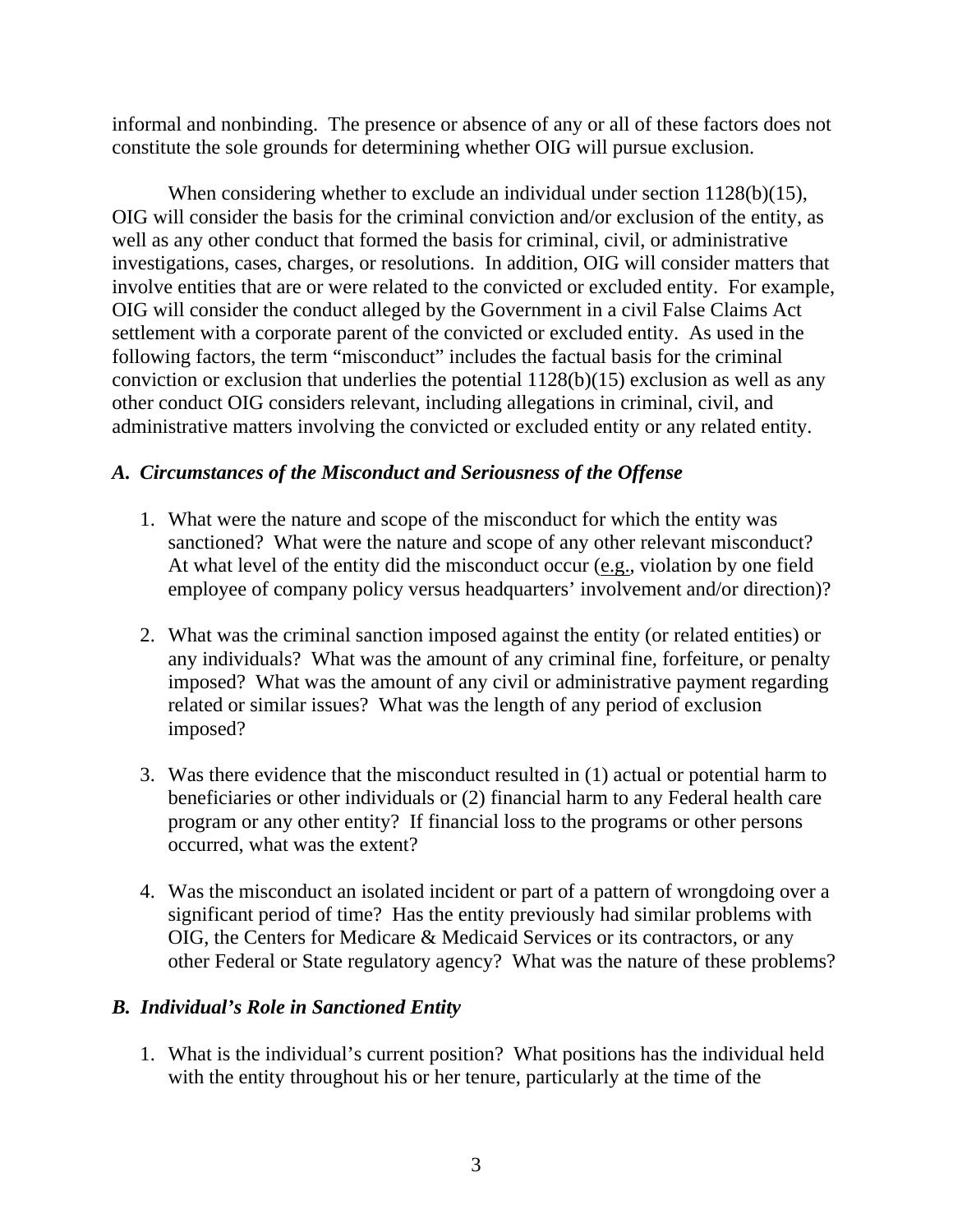informal and nonbinding. The presence or absence of any or all of these factors does not constitute the sole grounds for determining whether OIG will pursue exclusion.

When considering whether to exclude an individual under section 1128(b)(15), OIG will consider the basis for the criminal conviction and/or exclusion of the entity, as well as any other conduct that formed the basis for criminal, civil, or administrative investigations, cases, charges, or resolutions. In addition, OIG will consider matters that involve entities that are or were related to the convicted or excluded entity. For example, OIG will consider the conduct alleged by the Government in a civil False Claims Act settlement with a corporate parent of the convicted or excluded entity. As used in the following factors, the term "misconduct" includes the factual basis for the criminal conviction or exclusion that underlies the potential 1128(b)(15) exclusion as well as any other conduct OIG considers relevant, including allegations in criminal, civil, and administrative matters involving the convicted or excluded entity or any related entity.

### *A. Circumstances of the Misconduct and Seriousness of the Offense*

1. What were the nature and scope of the misconduct for which the entity was sanctioned? What were the nature and scope of any other relevant misconduct? At what level of the entity did the misconduct occur (e.g., violation by one field employee of company policy versus headquarters' involvement and/or direction)?

2. What was the criminal sanction imposed against the entity (or related entities) or any individuals? What was the amount of any criminal fine, forfeiture, or penalty imposed? What was the amount of any civil or administrative payment regarding related or similar issues? What was the length of any period of exclusion imposed?

3. Was there evidence that the misconduct resulted in (1) actual or potential harm to beneficiaries or other individuals or (2) financial harm to any Federal health care program or any other entity? If financial loss to the programs or other persons occurred, what was the extent?

4. Was the misconduct an isolated incident or part of a pattern of wrongdoing over a significant period of time? Has the entity previously had similar problems with OIG, the Centers for Medicare & Medicaid Services or its contractors, or any other Federal or State regulatory agency? What was the nature of these problems?

### *B. Individual's Role in Sanctioned Entity*

1. What is the individual's current position? What positions has the individual held with the entity throughout his or her tenure, particularly at the time of the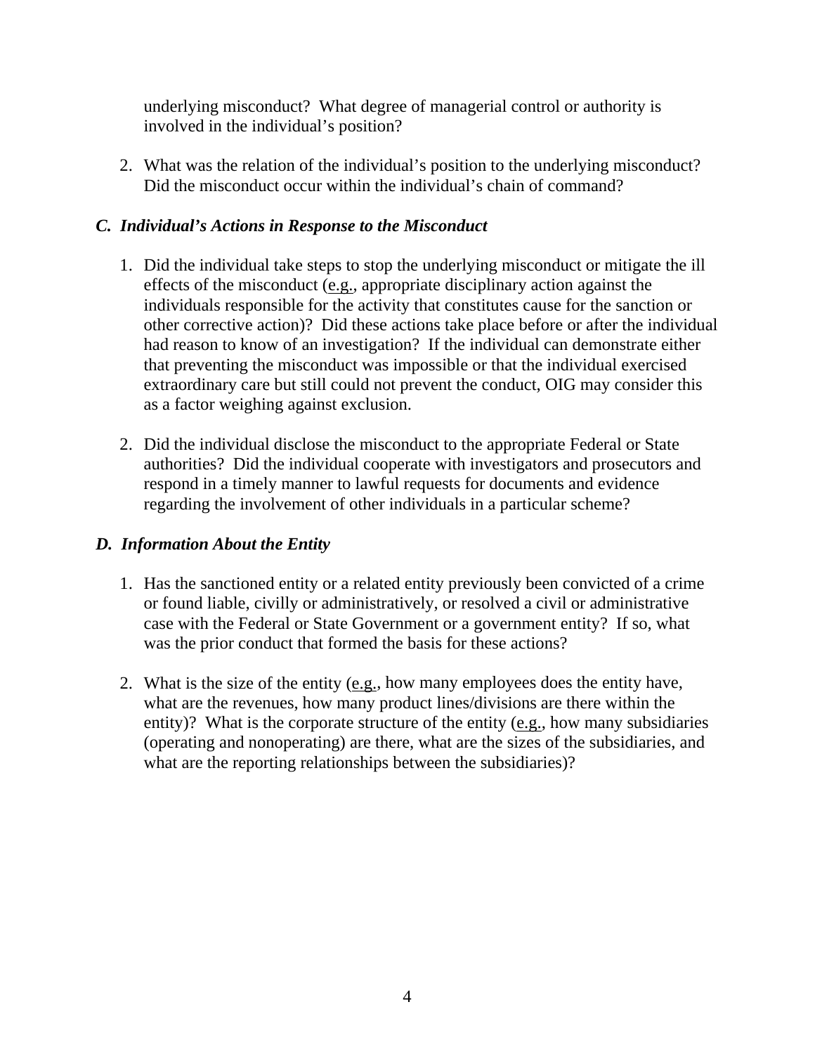underlying misconduct? What degree of managerial control or authority is involved in the individual's position?

2. What was the relation of the individual's position to the underlying misconduct? Did the misconduct occur within the individual's chain of command?

### *C. Individual's Actions in Response to the Misconduct*

1. Did the individual take steps to stop the underlying misconduct or mitigate the ill effects of the misconduct (e.g., appropriate disciplinary action against the individuals responsible for the activity that constitutes cause for the sanction or other corrective action)? Did these actions take place before or after the individual had reason to know of an investigation? If the individual can demonstrate either that preventing the misconduct was impossible or that the individual exercised extraordinary care but still could not prevent the conduct, OIG may consider this as a factor weighing against exclusion.

2. Did the individual disclose the misconduct to the appropriate Federal or State authorities? Did the individual cooperate with investigators and prosecutors and respond in a timely manner to lawful requests for documents and evidence regarding the involvement of other individuals in a particular scheme?

### *D. Information About the Entity*

1. Has the sanctioned entity or a related entity previously been convicted of a crime or found liable, civilly or administratively, or resolved a civil or administrative case with the Federal or State Government or a government entity? If so, what was the prior conduct that formed the basis for these actions?

2. What is the size of the entity (e.g., how many employees does the entity have, what are the revenues, how many product lines/divisions are there within the entity)? What is the corporate structure of the entity (e.g., how many subsidiaries (operating and nonoperating) are there, what are the sizes of the subsidiaries, and what are the reporting relationships between the subsidiaries)?